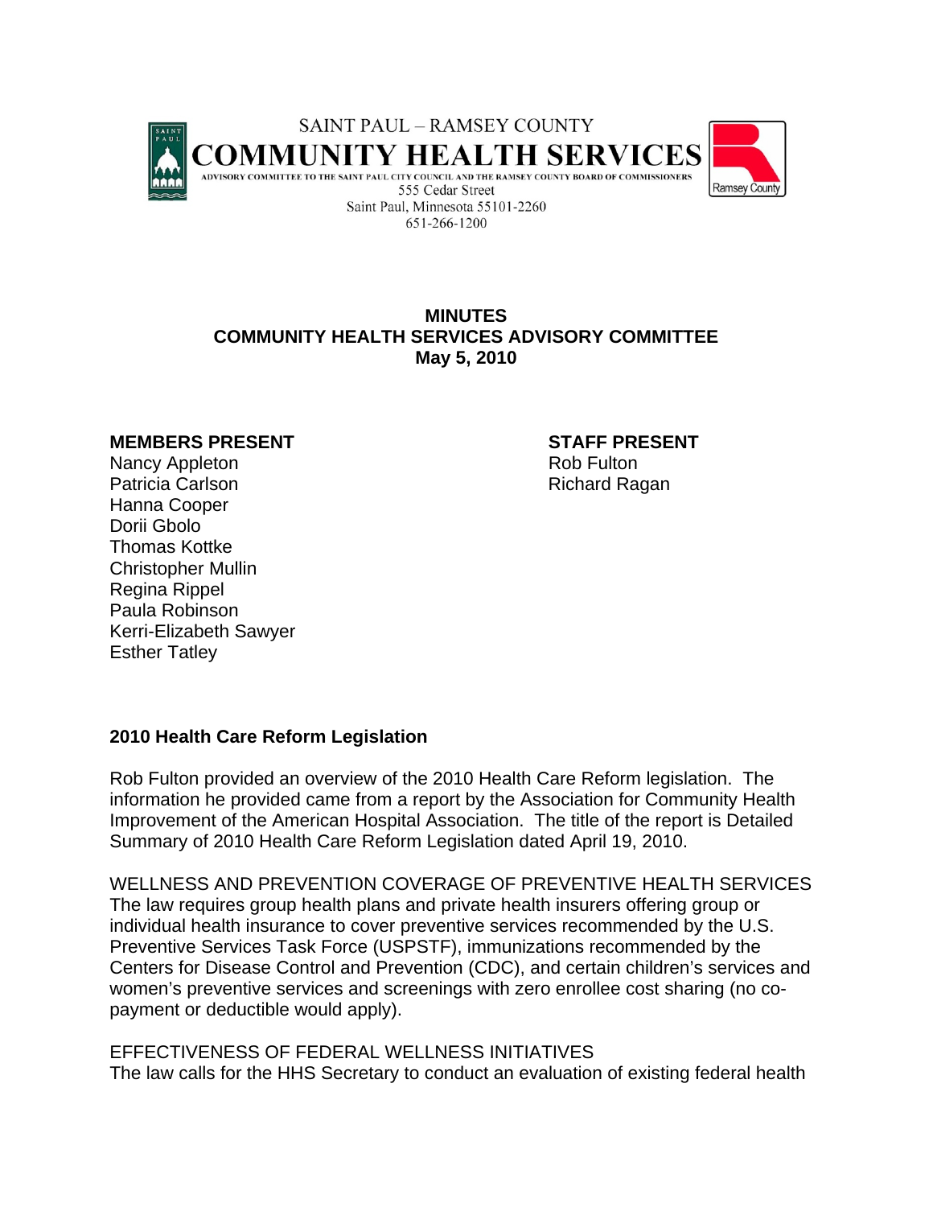SAINT PAUL – RAMSEY COUNTY

# COMMUNITY HEALTH SERVICES

ADVISORY COMMITTEE TO THE SAINT PAUL CITY COUNCIL AND THE RAMSEY COUNTY BOARD OF COMMISSIONERS

555 Cedar Street
Saint Paul, Minnesota 55101-2260
651-266-1200

**MINUTES**
**COMMUNITY HEALTH SERVICES ADVISORY COMMITTEE**
**May 5, 2010**

**MEMBERS PRESENT**

Nancy Appleton
Patricia Carlson
Hanna Cooper
Dorii Gbolo
Thomas Kottke
Christopher Mullin
Regina Rippel
Paula Robinson
Kerri-Elizabeth Sawyer
Esther Tatley

**STAFF PRESENT**

Rob Fulton
Richard Ragan

## 2010 Health Care Reform Legislation

Rob Fulton provided an overview of the 2010 Health Care Reform legislation. The information he provided came from a report by the Association for Community Health Improvement of the American Hospital Association. The title of the report is Detailed Summary of 2010 Health Care Reform Legislation dated April 19, 2010.

WELLNESS AND PREVENTION COVERAGE OF PREVENTIVE HEALTH SERVICES
The law requires group health plans and private health insurers offering group or individual health insurance to cover preventive services recommended by the U.S. Preventive Services Task Force (USPSTF), immunizations recommended by the Centers for Disease Control and Prevention (CDC), and certain children's services and women's preventive services and screenings with zero enrollee cost sharing (no co-payment or deductible would apply).

EFFECTIVENESS OF FEDERAL WELLNESS INITIATIVES
The law calls for the HHS Secretary to conduct an evaluation of existing federal health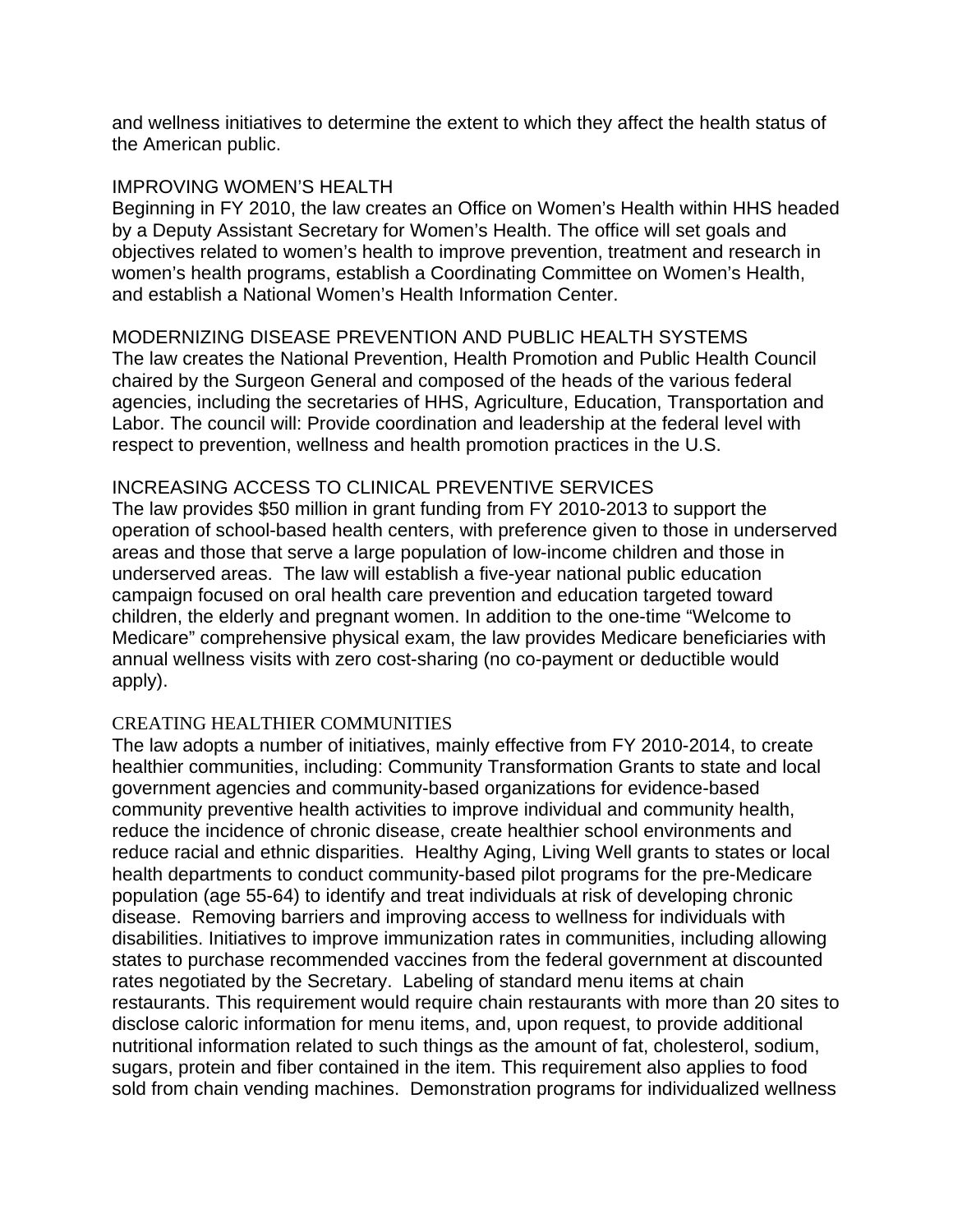and wellness initiatives to determine the extent to which they affect the health status of the American public.

## IMPROVING WOMEN'S HEALTH

Beginning in FY 2010, the law creates an Office on Women's Health within HHS headed by a Deputy Assistant Secretary for Women's Health. The office will set goals and objectives related to women's health to improve prevention, treatment and research in women's health programs, establish a Coordinating Committee on Women's Health, and establish a National Women's Health Information Center.

## MODERNIZING DISEASE PREVENTION AND PUBLIC HEALTH SYSTEMS

The law creates the National Prevention, Health Promotion and Public Health Council chaired by the Surgeon General and composed of the heads of the various federal agencies, including the secretaries of HHS, Agriculture, Education, Transportation and Labor. The council will: Provide coordination and leadership at the federal level with respect to prevention, wellness and health promotion practices in the U.S.

## INCREASING ACCESS TO CLINICAL PREVENTIVE SERVICES

The law provides $50 million in grant funding from FY 2010-2013 to support the operation of school-based health centers, with preference given to those in underserved areas and those that serve a large population of low-income children and those in underserved areas. The law will establish a five-year national public education campaign focused on oral health care prevention and education targeted toward children, the elderly and pregnant women. In addition to the one-time "Welcome to Medicare" comprehensive physical exam, the law provides Medicare beneficiaries with annual wellness visits with zero cost-sharing (no co-payment or deductible would apply).

## CREATING HEALTHIER COMMUNITIES

The law adopts a number of initiatives, mainly effective from FY 2010-2014, to create healthier communities, including: Community Transformation Grants to state and local government agencies and community-based organizations for evidence-based community preventive health activities to improve individual and community health, reduce the incidence of chronic disease, create healthier school environments and reduce racial and ethnic disparities. Healthy Aging, Living Well grants to states or local health departments to conduct community-based pilot programs for the pre-Medicare population (age 55-64) to identify and treat individuals at risk of developing chronic disease. Removing barriers and improving access to wellness for individuals with disabilities. Initiatives to improve immunization rates in communities, including allowing states to purchase recommended vaccines from the federal government at discounted rates negotiated by the Secretary. Labeling of standard menu items at chain restaurants. This requirement would require chain restaurants with more than 20 sites to disclose caloric information for menu items, and, upon request, to provide additional nutritional information related to such things as the amount of fat, cholesterol, sodium, sugars, protein and fiber contained in the item. This requirement also applies to food sold from chain vending machines. Demonstration programs for individualized wellness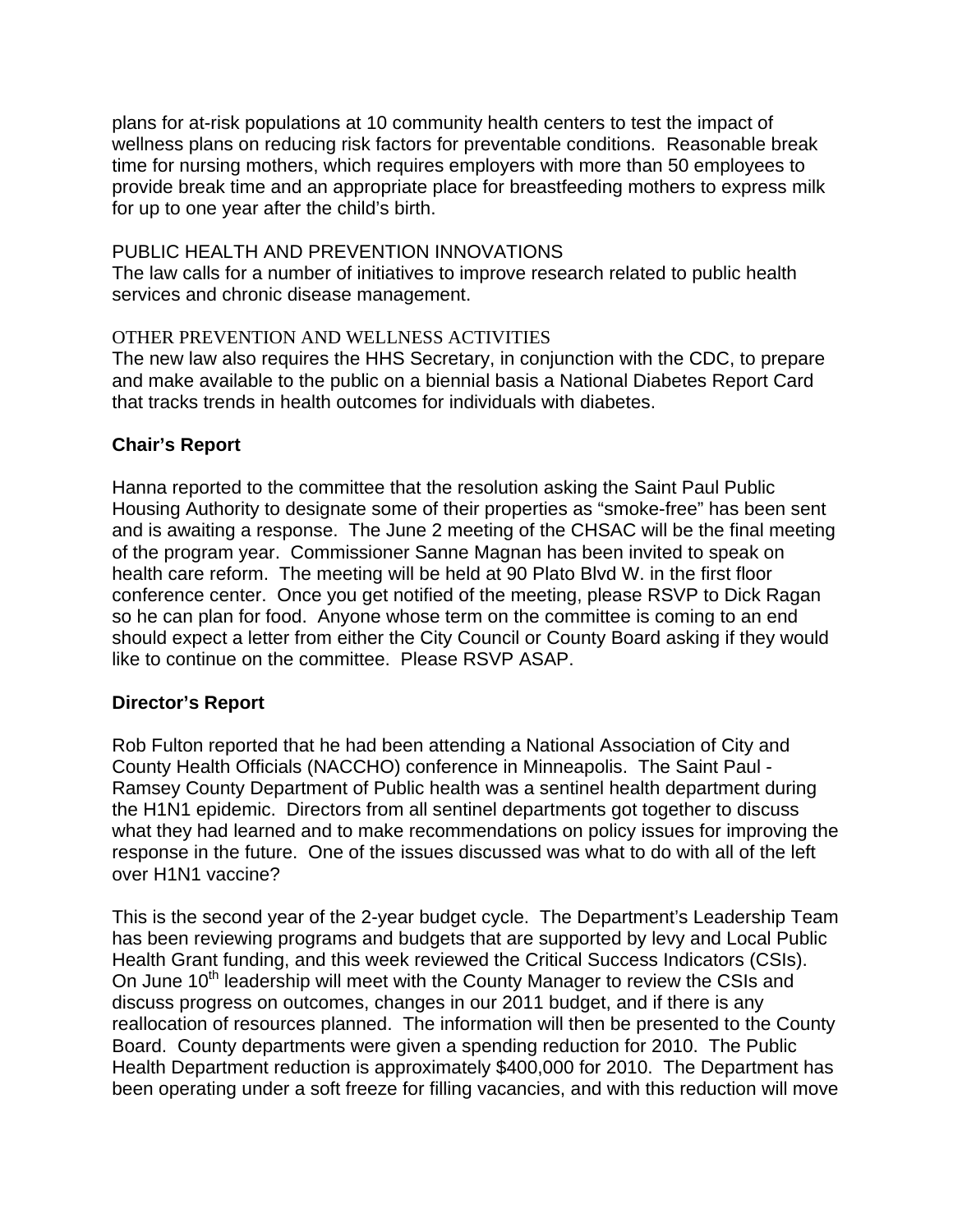plans for at-risk populations at 10 community health centers to test the impact of wellness plans on reducing risk factors for preventable conditions. Reasonable break time for nursing mothers, which requires employers with more than 50 employees to provide break time and an appropriate place for breastfeeding mothers to express milk for up to one year after the child's birth.

PUBLIC HEALTH AND PREVENTION INNOVATIONS
The law calls for a number of initiatives to improve research related to public health services and chronic disease management.

OTHER PREVENTION AND WELLNESS ACTIVITIES
The new law also requires the HHS Secretary, in conjunction with the CDC, to prepare and make available to the public on a biennial basis a National Diabetes Report Card that tracks trends in health outcomes for individuals with diabetes.

**Chair's Report**

Hanna reported to the committee that the resolution asking the Saint Paul Public Housing Authority to designate some of their properties as "smoke-free" has been sent and is awaiting a response. The June 2 meeting of the CHSAC will be the final meeting of the program year. Commissioner Sanne Magnan has been invited to speak on health care reform. The meeting will be held at 90 Plato Blvd W. in the first floor conference center. Once you get notified of the meeting, please RSVP to Dick Ragan so he can plan for food. Anyone whose term on the committee is coming to an end should expect a letter from either the City Council or County Board asking if they would like to continue on the committee. Please RSVP ASAP.

**Director's Report**

Rob Fulton reported that he had been attending a National Association of City and County Health Officials (NACCHO) conference in Minneapolis. The Saint Paul - Ramsey County Department of Public health was a sentinel health department during the H1N1 epidemic. Directors from all sentinel departments got together to discuss what they had learned and to make recommendations on policy issues for improving the response in the future. One of the issues discussed was what to do with all of the left over H1N1 vaccine?

This is the second year of the 2-year budget cycle. The Department's Leadership Team has been reviewing programs and budgets that are supported by levy and Local Public Health Grant funding, and this week reviewed the Critical Success Indicators (CSIs). On June 10th leadership will meet with the County Manager to review the CSIs and discuss progress on outcomes, changes in our 2011 budget, and if there is any reallocation of resources planned. The information will then be presented to the County Board. County departments were given a spending reduction for 2010. The Public Health Department reduction is approximately $400,000 for 2010. The Department has been operating under a soft freeze for filling vacancies, and with this reduction will move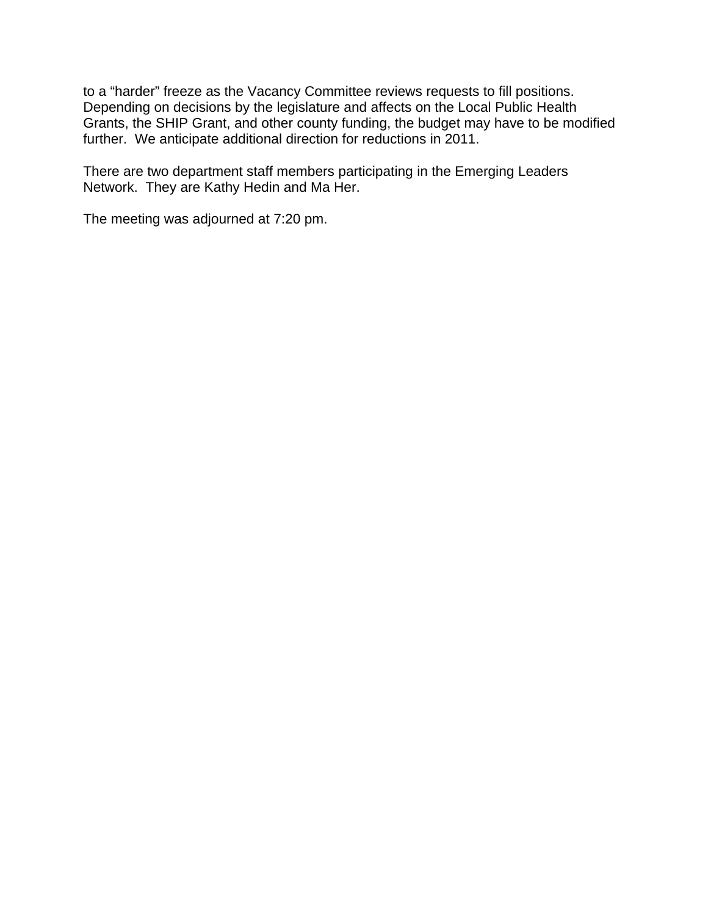to a “harder” freeze as the Vacancy Committee reviews requests to fill positions. Depending on decisions by the legislature and affects on the Local Public Health Grants, the SHIP Grant, and other county funding, the budget may have to be modified further. We anticipate additional direction for reductions in 2011.

There are two department staff members participating in the Emerging Leaders Network. They are Kathy Hedin and Ma Her.

The meeting was adjourned at 7:20 pm.